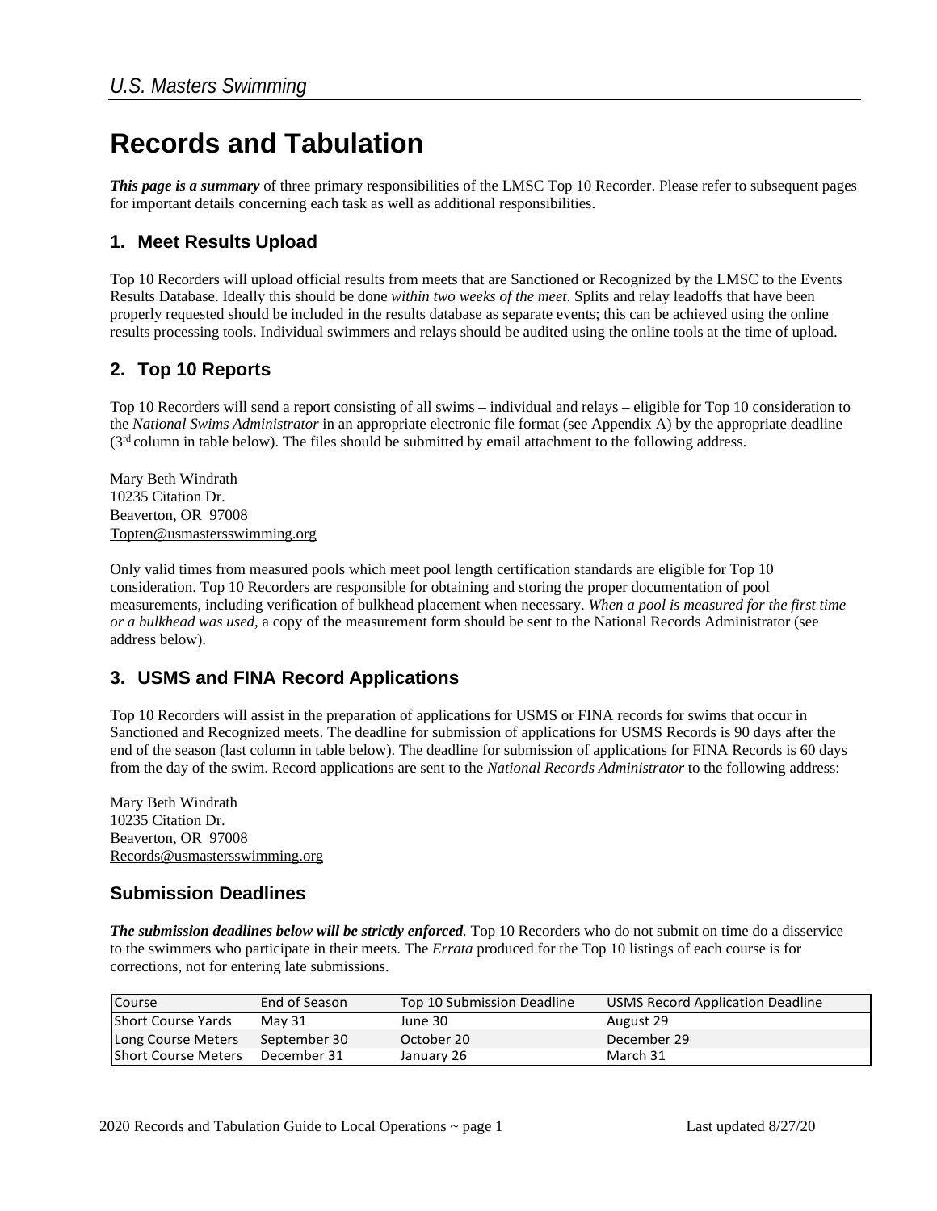# Records and Tabulation

***This page is a summary*** of three primary responsibilities of the LMSC Top 10 Recorder. Please refer to subsequent pages for important details concerning each task as well as additional responsibilities.

## 1. Meet Results Upload

Top 10 Recorders will upload official results from meets that are Sanctioned or Recognized by the LMSC to the Events Results Database. Ideally this should be done *within two weeks of the meet*. Splits and relay leadoffs that have been properly requested should be included in the results database as separate events; this can be achieved using the online results processing tools. Individual swimmers and relays should be audited using the online tools at the time of upload.

## 2. Top 10 Reports

Top 10 Recorders will send a report consisting of all swims – individual and relays – eligible for Top 10 consideration to the *National Swims Administrator* in an appropriate electronic file format (see Appendix A) by the appropriate deadline (3rd column in table below). The files should be submitted by email attachment to the following address.

Mary Beth Windrath
10235 Citation Dr.
Beaverton, OR 97008
Topten@usmastersswimming.org

Only valid times from measured pools which meet pool length certification standards are eligible for Top 10 consideration. Top 10 Recorders are responsible for obtaining and storing the proper documentation of pool measurements, including verification of bulkhead placement when necessary. *When a pool is measured for the first time or a bulkhead was used,* a copy of the measurement form should be sent to the National Records Administrator (see address below).

## 3. USMS and FINA Record Applications

Top 10 Recorders will assist in the preparation of applications for USMS or FINA records for swims that occur in Sanctioned and Recognized meets. The deadline for submission of applications for USMS Records is 90 days after the end of the season (last column in table below). The deadline for submission of applications for FINA Records is 60 days from the day of the swim. Record applications are sent to the *National Records Administrator* to the following address:

Mary Beth Windrath
10235 Citation Dr.
Beaverton, OR 97008
Records@usmastersswimming.org

## Submission Deadlines

***The submission deadlines below will be strictly enforced.*** Top 10 Recorders who do not submit on time do a disservice to the swimmers who participate in their meets. The *Errata* produced for the Top 10 listings of each course is for corrections, not for entering late submissions.

| Course | End of Season | Top 10 Submission Deadline | USMS Record Application Deadline |
|---|---|---|---|
| Short Course Yards | May 31 | June 30 | August 29 |
| Long Course Meters | September 30 | October 20 | December 29 |
| Short Course Meters | December 31 | January 26 | March 31 |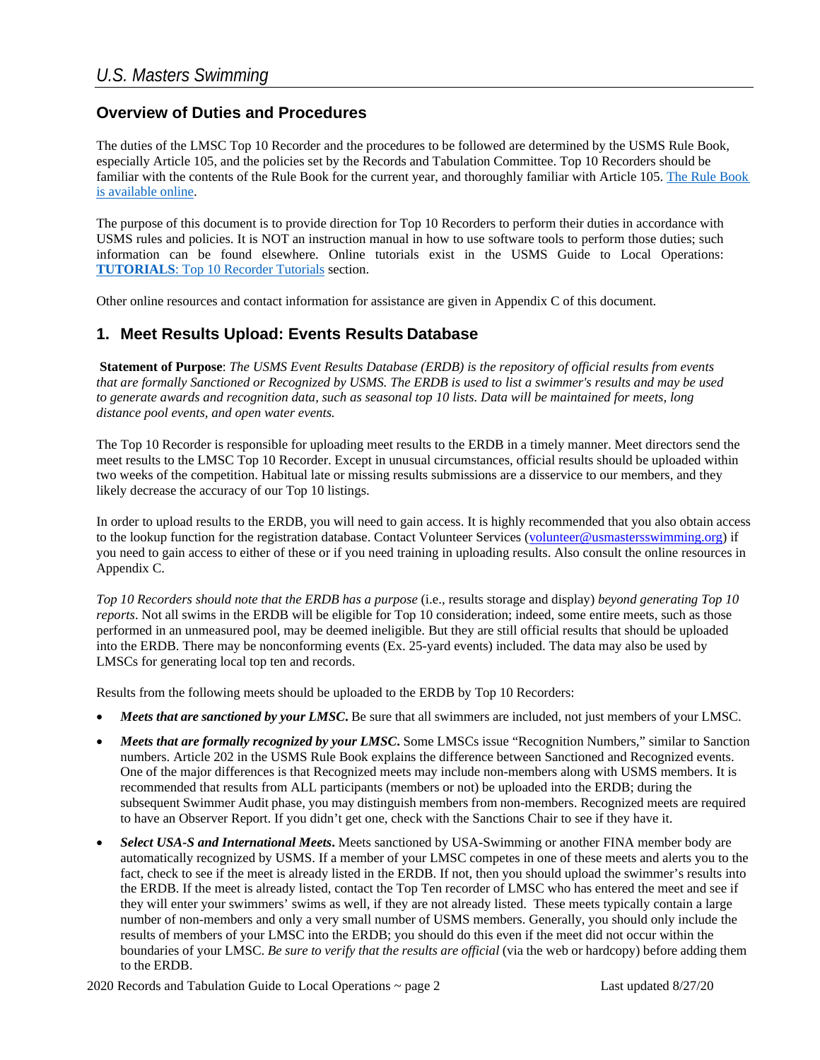## Overview of Duties and Procedures

The duties of the LMSC Top 10 Recorder and the procedures to be followed are determined by the USMS Rule Book, especially Article 105, and the policies set by the Records and Tabulation Committee. Top 10 Recorders should be familiar with the contents of the Rule Book for the current year, and thoroughly familiar with Article 105. [The Rule Book is available online](#).

The purpose of this document is to provide direction for Top 10 Recorders to perform their duties in accordance with USMS rules and policies. It is NOT an instruction manual in how to use software tools to perform those duties; such information can be found elsewhere. Online tutorials exist in the USMS Guide to Local Operations: **TUTORIALS**: Top 10 Recorder Tutorials section.

Other online resources and contact information for assistance are given in Appendix C of this document.

## 1. Meet Results Upload: Events Results Database

**Statement of Purpose**: *The USMS Event Results Database (ERDB) is the repository of official results from events that are formally Sanctioned or Recognized by USMS. The ERDB is used to list a swimmer's results and may be used to generate awards and recognition data, such as seasonal top 10 lists. Data will be maintained for meets, long distance pool events, and open water events.*

The Top 10 Recorder is responsible for uploading meet results to the ERDB in a timely manner. Meet directors send the meet results to the LMSC Top 10 Recorder. Except in unusual circumstances, official results should be uploaded within two weeks of the competition. Habitual late or missing results submissions are a disservice to our members, and they likely decrease the accuracy of our Top 10 listings.

In order to upload results to the ERDB, you will need to gain access. It is highly recommended that you also obtain access to the lookup function for the registration database. Contact Volunteer Services (volunteer@usmastersswimming.org) if you need to gain access to either of these or if you need training in uploading results. Also consult the online resources in Appendix C.

*Top 10 Recorders should note that the ERDB has a purpose* (i.e., results storage and display) *beyond generating Top 10 reports*. Not all swims in the ERDB will be eligible for Top 10 consideration; indeed, some entire meets, such as those performed in an unmeasured pool, may be deemed ineligible. But they are still official results that should be uploaded into the ERDB. There may be nonconforming events (Ex. 25-yard events) included. The data may also be used by LMSCs for generating local top ten and records.

Results from the following meets should be uploaded to the ERDB by Top 10 Recorders:

- ***Meets that are sanctioned by your LMSC.*** Be sure that all swimmers are included, not just members of your LMSC.
- ***Meets that are formally recognized by your LMSC.*** Some LMSCs issue "Recognition Numbers," similar to Sanction numbers. Article 202 in the USMS Rule Book explains the difference between Sanctioned and Recognized events. One of the major differences is that Recognized meets may include non-members along with USMS members. It is recommended that results from ALL participants (members or not) be uploaded into the ERDB; during the subsequent Swimmer Audit phase, you may distinguish members from non-members. Recognized meets are required to have an Observer Report. If you didn't get one, check with the Sanctions Chair to see if they have it.
- ***Select USA-S and International Meets.*** Meets sanctioned by USA-Swimming or another FINA member body are automatically recognized by USMS. If a member of your LMSC competes in one of these meets and alerts you to the fact, check to see if the meet is already listed in the ERDB. If not, then you should upload the swimmer's results into the ERDB. If the meet is already listed, contact the Top Ten recorder of LMSC who has entered the meet and see if they will enter your swimmers' swims as well, if they are not already listed. These meets typically contain a large number of non-members and only a very small number of USMS members. Generally, you should only include the results of members of your LMSC into the ERDB; you should do this even if the meet did not occur within the boundaries of your LMSC. *Be sure to verify that the results are official* (via the web or hardcopy) before adding them to the ERDB.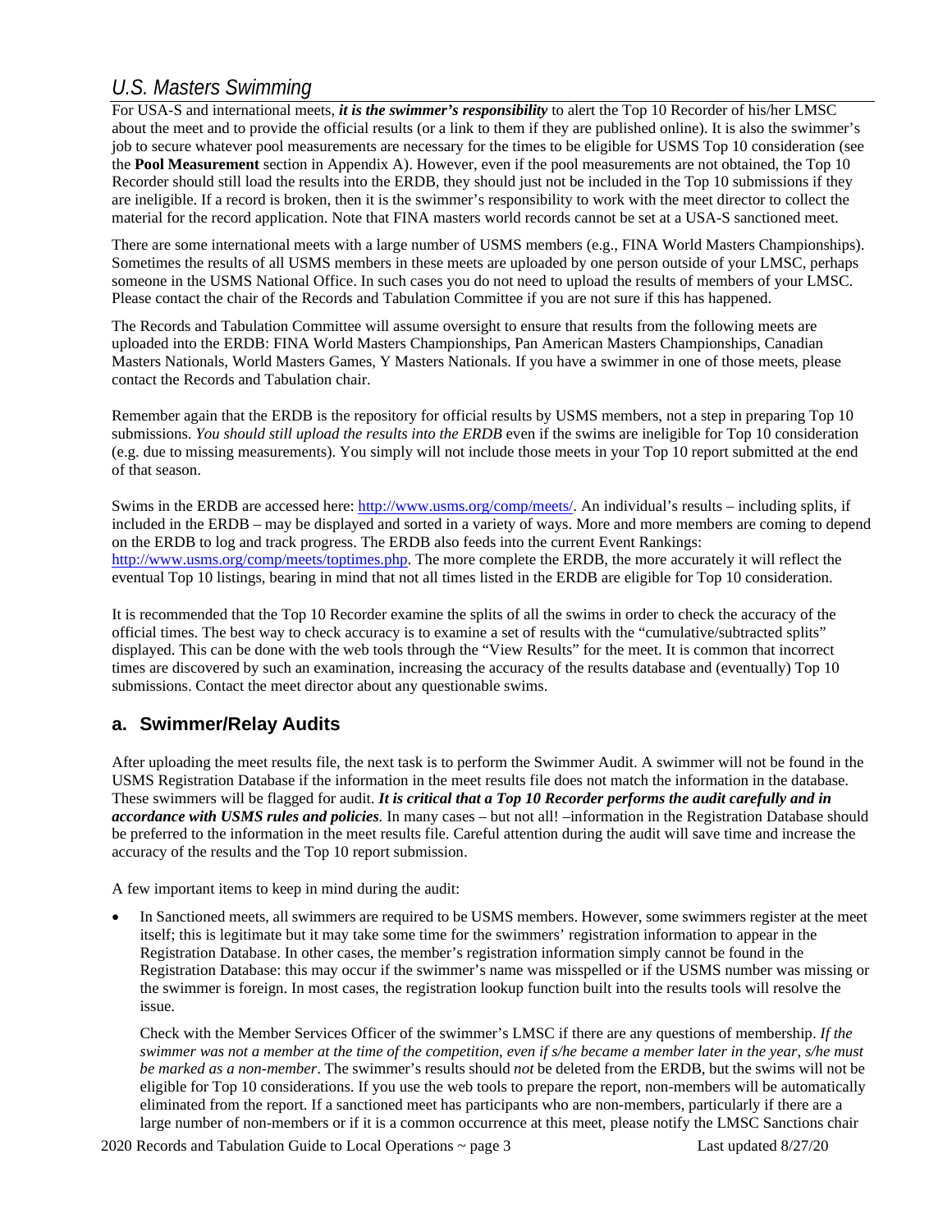For USA-S and international meets, ***it is the swimmer's responsibility*** to alert the Top 10 Recorder of his/her LMSC about the meet and to provide the official results (or a link to them if they are published online). It is also the swimmer's job to secure whatever pool measurements are necessary for the times to be eligible for USMS Top 10 consideration (see the **Pool Measurement** section in Appendix A). However, even if the pool measurements are not obtained, the Top 10 Recorder should still load the results into the ERDB, they should just not be included in the Top 10 submissions if they are ineligible. If a record is broken, then it is the swimmer's responsibility to work with the meet director to collect the material for the record application. Note that FINA masters world records cannot be set at a USA-S sanctioned meet.

There are some international meets with a large number of USMS members (e.g., FINA World Masters Championships). Sometimes the results of all USMS members in these meets are uploaded by one person outside of your LMSC, perhaps someone in the USMS National Office. In such cases you do not need to upload the results of members of your LMSC. Please contact the chair of the Records and Tabulation Committee if you are not sure if this has happened.

The Records and Tabulation Committee will assume oversight to ensure that results from the following meets are uploaded into the ERDB: FINA World Masters Championships, Pan American Masters Championships, Canadian Masters Nationals, World Masters Games, Y Masters Nationals. If you have a swimmer in one of those meets, please contact the Records and Tabulation chair.

Remember again that the ERDB is the repository for official results by USMS members, not a step in preparing Top 10 submissions. *You should still upload the results into the ERDB* even if the swims are ineligible for Top 10 consideration (e.g. due to missing measurements). You simply will not include those meets in your Top 10 report submitted at the end of that season.

Swims in the ERDB are accessed here: http://www.usms.org/comp/meets/. An individual's results – including splits, if included in the ERDB – may be displayed and sorted in a variety of ways. More and more members are coming to depend on the ERDB to log and track progress. The ERDB also feeds into the current Event Rankings: http://www.usms.org/comp/meets/toptimes.php. The more complete the ERDB, the more accurately it will reflect the eventual Top 10 listings, bearing in mind that not all times listed in the ERDB are eligible for Top 10 consideration.

It is recommended that the Top 10 Recorder examine the splits of all the swims in order to check the accuracy of the official times. The best way to check accuracy is to examine a set of results with the "cumulative/subtracted splits" displayed. This can be done with the web tools through the "View Results" for the meet. It is common that incorrect times are discovered by such an examination, increasing the accuracy of the results database and (eventually) Top 10 submissions. Contact the meet director about any questionable swims.

## a. Swimmer/Relay Audits

After uploading the meet results file, the next task is to perform the Swimmer Audit. A swimmer will not be found in the USMS Registration Database if the information in the meet results file does not match the information in the database. These swimmers will be flagged for audit. ***It is critical that a Top 10 Recorder performs the audit carefully and in accordance with USMS rules and policies.*** In many cases – but not all! –information in the Registration Database should be preferred to the information in the meet results file. Careful attention during the audit will save time and increase the accuracy of the results and the Top 10 report submission.

A few important items to keep in mind during the audit:

- In Sanctioned meets, all swimmers are required to be USMS members. However, some swimmers register at the meet itself; this is legitimate but it may take some time for the swimmers' registration information to appear in the Registration Database. In other cases, the member's registration information simply cannot be found in the Registration Database: this may occur if the swimmer's name was misspelled or if the USMS number was missing or the swimmer is foreign. In most cases, the registration lookup function built into the results tools will resolve the issue.

  Check with the Member Services Officer of the swimmer's LMSC if there are any questions of membership. *If the swimmer was not a member at the time of the competition, even if s/he became a member later in the year, s/he must be marked as a non-member*. The swimmer's results should *not* be deleted from the ERDB, but the swims will not be eligible for Top 10 considerations. If you use the web tools to prepare the report, non-members will be automatically eliminated from the report. If a sanctioned meet has participants who are non-members, particularly if there are a large number of non-members or if it is a common occurrence at this meet, please notify the LMSC Sanctions chair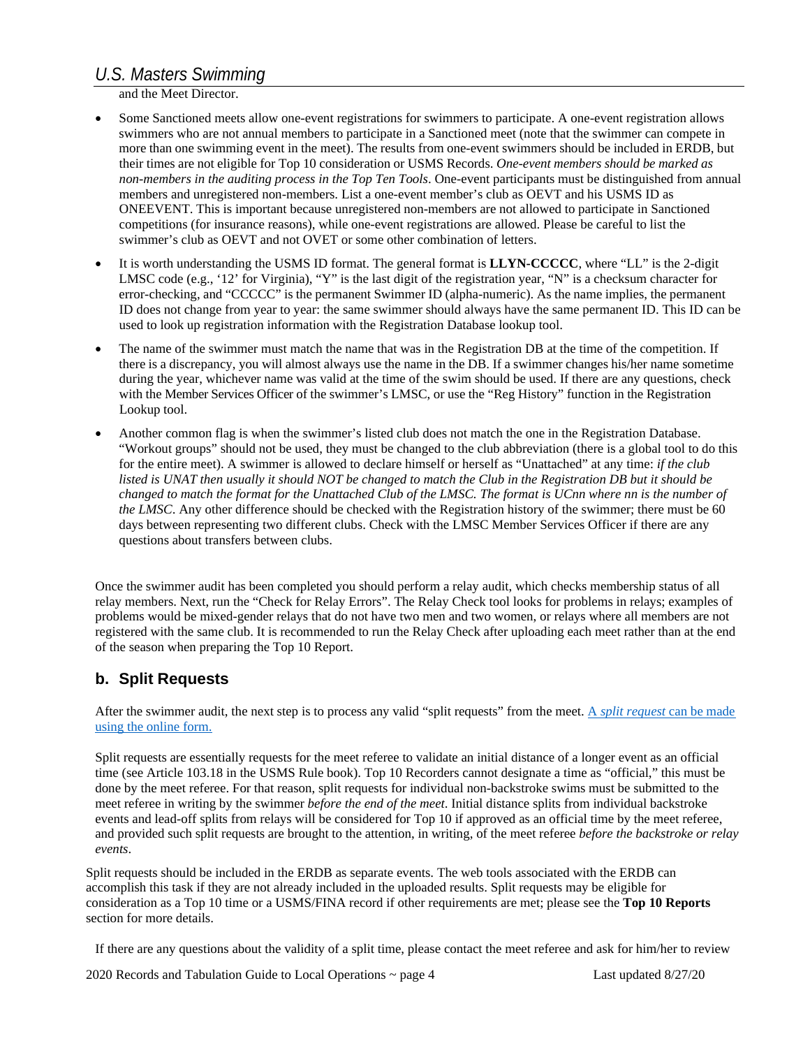and the Meet Director.

- Some Sanctioned meets allow one-event registrations for swimmers to participate. A one-event registration allows swimmers who are not annual members to participate in a Sanctioned meet (note that the swimmer can compete in more than one swimming event in the meet). The results from one-event swimmers should be included in ERDB, but their times are not eligible for Top 10 consideration or USMS Records. *One-event members should be marked as non-members in the auditing process in the Top Ten Tools*. One-event participants must be distinguished from annual members and unregistered non-members. List a one-event member's club as OEVT and his USMS ID as ONEEVENT. This is important because unregistered non-members are not allowed to participate in Sanctioned competitions (for insurance reasons), while one-event registrations are allowed. Please be careful to list the swimmer's club as OEVT and not OVET or some other combination of letters.

- It is worth understanding the USMS ID format. The general format is **LLYN-CCCCC**, where "LL" is the 2-digit LMSC code (e.g., '12' for Virginia), "Y" is the last digit of the registration year, "N" is a checksum character for error-checking, and "CCCCC" is the permanent Swimmer ID (alpha-numeric). As the name implies, the permanent ID does not change from year to year: the same swimmer should always have the same permanent ID. This ID can be used to look up registration information with the Registration Database lookup tool.

- The name of the swimmer must match the name that was in the Registration DB at the time of the competition. If there is a discrepancy, you will almost always use the name in the DB. If a swimmer changes his/her name sometime during the year, whichever name was valid at the time of the swim should be used. If there are any questions, check with the Member Services Officer of the swimmer's LMSC, or use the "Reg History" function in the Registration Lookup tool.

- Another common flag is when the swimmer's listed club does not match the one in the Registration Database. "Workout groups" should not be used, they must be changed to the club abbreviation (there is a global tool to do this for the entire meet). A swimmer is allowed to declare himself or herself as "Unattached" at any time: *if the club listed is UNAT then usually it should NOT be changed to match the Club in the Registration DB but it should be changed to match the format for the Unattached Club of the LMSC. The format is UCnn where nn is the number of the LMSC*. Any other difference should be checked with the Registration history of the swimmer; there must be 60 days between representing two different clubs. Check with the LMSC Member Services Officer if there are any questions about transfers between clubs.

Once the swimmer audit has been completed you should perform a relay audit, which checks membership status of all relay members. Next, run the "Check for Relay Errors". The Relay Check tool looks for problems in relays; examples of problems would be mixed-gender relays that do not have two men and two women, or relays where all members are not registered with the same club. It is recommended to run the Relay Check after uploading each meet rather than at the end of the season when preparing the Top 10 Report.

## b. Split Requests

After the swimmer audit, the next step is to process any valid "split requests" from the meet. A *split request* can be made using the online form.

Split requests are essentially requests for the meet referee to validate an initial distance of a longer event as an official time (see Article 103.18 in the USMS Rule book). Top 10 Recorders cannot designate a time as "official," this must be done by the meet referee. For that reason, split requests for individual non-backstroke swims must be submitted to the meet referee in writing by the swimmer *before the end of the meet*. Initial distance splits from individual backstroke events and lead-off splits from relays will be considered for Top 10 if approved as an official time by the meet referee, and provided such split requests are brought to the attention, in writing, of the meet referee *before the backstroke or relay events*.

Split requests should be included in the ERDB as separate events. The web tools associated with the ERDB can accomplish this task if they are not already included in the uploaded results. Split requests may be eligible for consideration as a Top 10 time or a USMS/FINA record if other requirements are met; please see the **Top 10 Reports** section for more details.

If there are any questions about the validity of a split time, please contact the meet referee and ask for him/her to review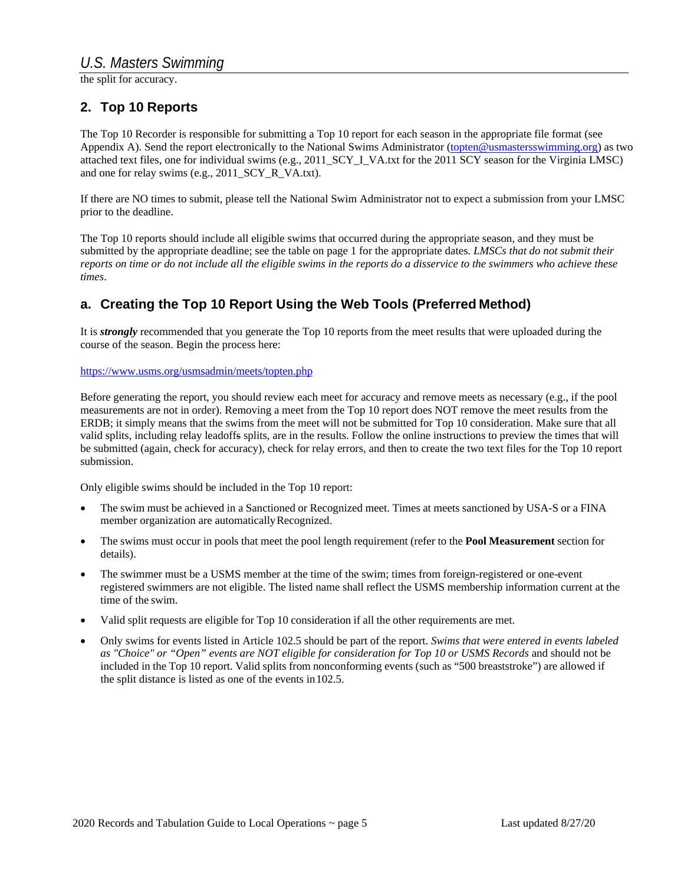the split for accuracy.

## 2. Top 10 Reports

The Top 10 Recorder is responsible for submitting a Top 10 report for each season in the appropriate file format (see Appendix A). Send the report electronically to the National Swims Administrator (topten@usmastersswimming.org) as two attached text files, one for individual swims (e.g., 2011_SCY_I_VA.txt for the 2011 SCY season for the Virginia LMSC) and one for relay swims (e.g., 2011_SCY_R_VA.txt).

If there are NO times to submit, please tell the National Swim Administrator not to expect a submission from your LMSC prior to the deadline.

The Top 10 reports should include all eligible swims that occurred during the appropriate season, and they must be submitted by the appropriate deadline; see the table on page 1 for the appropriate dates. *LMSCs that do not submit their reports on time or do not include all the eligible swims in the reports do a disservice to the swimmers who achieve these times*.

### a. Creating the Top 10 Report Using the Web Tools (Preferred Method)

It is ***strongly*** recommended that you generate the Top 10 reports from the meet results that were uploaded during the course of the season. Begin the process here:

https://www.usms.org/usmsadmin/meets/topten.php

Before generating the report, you should review each meet for accuracy and remove meets as necessary (e.g., if the pool measurements are not in order). Removing a meet from the Top 10 report does NOT remove the meet results from the ERDB; it simply means that the swims from the meet will not be submitted for Top 10 consideration. Make sure that all valid splits, including relay leadoffs splits, are in the results. Follow the online instructions to preview the times that will be submitted (again, check for accuracy), check for relay errors, and then to create the two text files for the Top 10 report submission.

Only eligible swims should be included in the Top 10 report:

- The swim must be achieved in a Sanctioned or Recognized meet. Times at meets sanctioned by USA-S or a FINA member organization are automatically Recognized.
- The swims must occur in pools that meet the pool length requirement (refer to the **Pool Measurement** section for details).
- The swimmer must be a USMS member at the time of the swim; times from foreign-registered or one-event registered swimmers are not eligible. The listed name shall reflect the USMS membership information current at the time of the swim.
- Valid split requests are eligible for Top 10 consideration if all the other requirements are met.
- Only swims for events listed in Article 102.5 should be part of the report. *Swims that were entered in events labeled as "Choice" or "Open" events are NOT eligible for consideration for Top 10 or USMS Records* and should not be included in the Top 10 report. Valid splits from nonconforming events (such as "500 breaststroke") are allowed if the split distance is listed as one of the events in 102.5.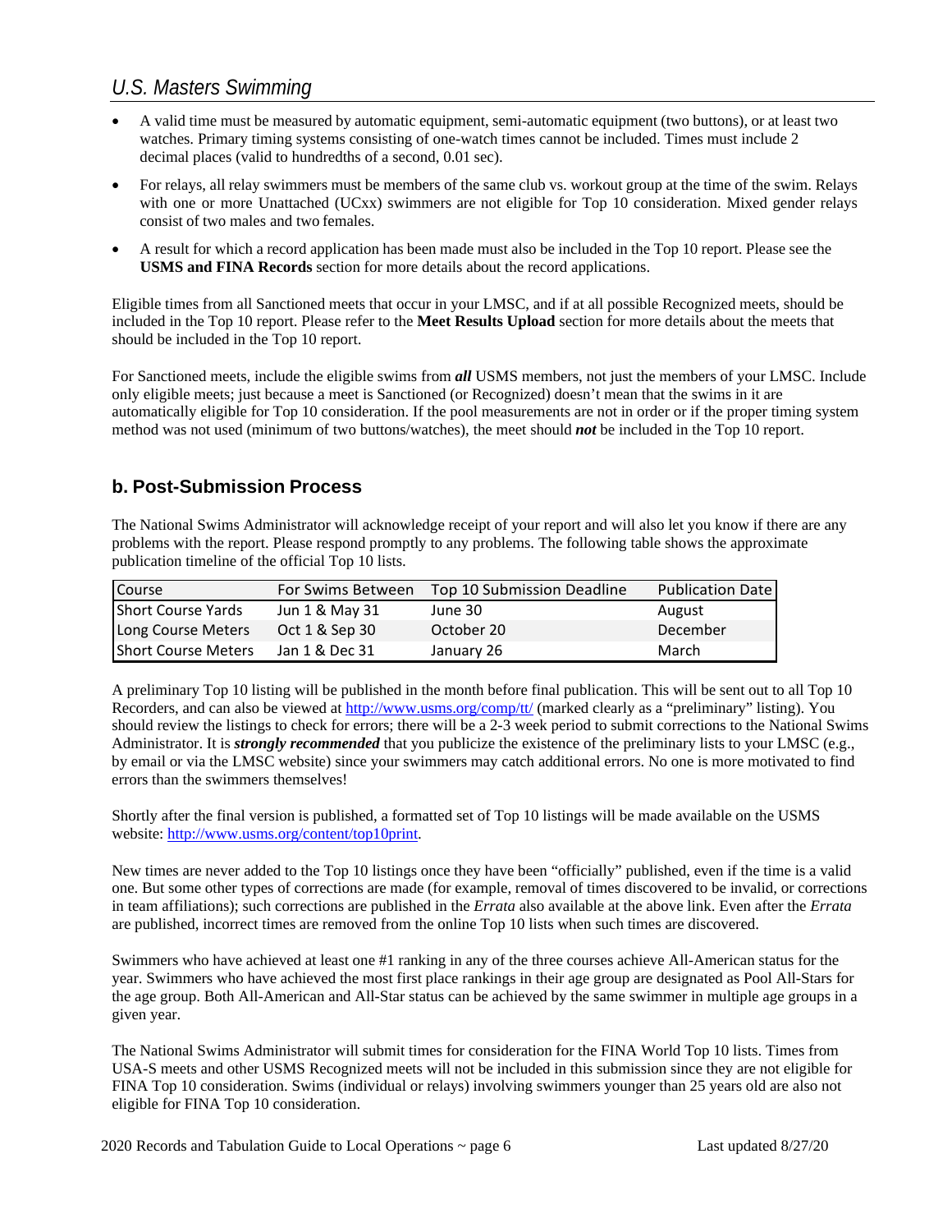- A valid time must be measured by automatic equipment, semi-automatic equipment (two buttons), or at least two watches. Primary timing systems consisting of one-watch times cannot be included. Times must include 2 decimal places (valid to hundredths of a second, 0.01 sec).
- For relays, all relay swimmers must be members of the same club vs. workout group at the time of the swim. Relays with one or more Unattached (UCxx) swimmers are not eligible for Top 10 consideration. Mixed gender relays consist of two males and two females.
- A result for which a record application has been made must also be included in the Top 10 report. Please see the **USMS and FINA Records** section for more details about the record applications.

Eligible times from all Sanctioned meets that occur in your LMSC, and if at all possible Recognized meets, should be included in the Top 10 report. Please refer to the **Meet Results Upload** section for more details about the meets that should be included in the Top 10 report.

For Sanctioned meets, include the eligible swims from ***all*** USMS members, not just the members of your LMSC. Include only eligible meets; just because a meet is Sanctioned (or Recognized) doesn't mean that the swims in it are automatically eligible for Top 10 consideration. If the pool measurements are not in order or if the proper timing system method was not used (minimum of two buttons/watches), the meet should ***not*** be included in the Top 10 report.

## b. Post-Submission Process

The National Swims Administrator will acknowledge receipt of your report and will also let you know if there are any problems with the report. Please respond promptly to any problems. The following table shows the approximate publication timeline of the official Top 10 lists.

| Course | For Swims Between | Top 10 Submission Deadline | Publication Date |
|---|---|---|---|
| Short Course Yards | Jun 1 & May 31 | June 30 | August |
| Long Course Meters | Oct 1 & Sep 30 | October 20 | December |
| Short Course Meters | Jan 1 & Dec 31 | January 26 | March |

A preliminary Top 10 listing will be published in the month before final publication. This will be sent out to all Top 10 Recorders, and can also be viewed at http://www.usms.org/comp/tt/ (marked clearly as a "preliminary" listing). You should review the listings to check for errors; there will be a 2-3 week period to submit corrections to the National Swims Administrator. It is ***strongly recommended*** that you publicize the existence of the preliminary lists to your LMSC (e.g., by email or via the LMSC website) since your swimmers may catch additional errors. No one is more motivated to find errors than the swimmers themselves!

Shortly after the final version is published, a formatted set of Top 10 listings will be made available on the USMS website: http://www.usms.org/content/top10print.

New times are never added to the Top 10 listings once they have been "officially" published, even if the time is a valid one. But some other types of corrections are made (for example, removal of times discovered to be invalid, or corrections in team affiliations); such corrections are published in the *Errata* also available at the above link. Even after the *Errata* are published, incorrect times are removed from the online Top 10 lists when such times are discovered.

Swimmers who have achieved at least one #1 ranking in any of the three courses achieve All-American status for the year. Swimmers who have achieved the most first place rankings in their age group are designated as Pool All-Stars for the age group. Both All-American and All-Star status can be achieved by the same swimmer in multiple age groups in a given year.

The National Swims Administrator will submit times for consideration for the FINA World Top 10 lists. Times from USA-S meets and other USMS Recognized meets will not be included in this submission since they are not eligible for FINA Top 10 consideration. Swims (individual or relays) involving swimmers younger than 25 years old are also not eligible for FINA Top 10 consideration.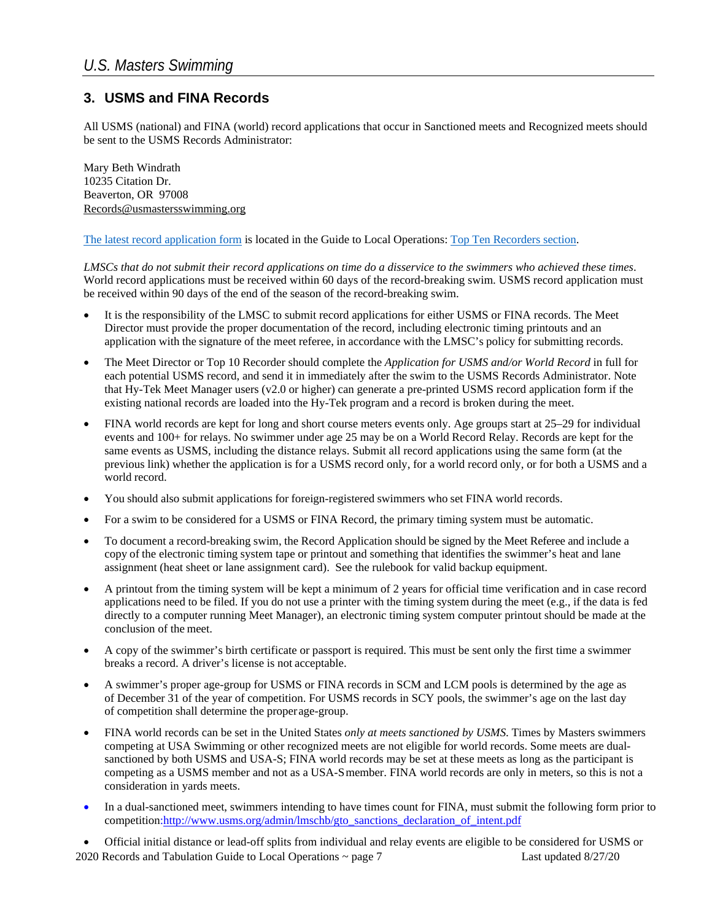## 3. USMS and FINA Records

All USMS (national) and FINA (world) record applications that occur in Sanctioned meets and Recognized meets should be sent to the USMS Records Administrator:

Mary Beth Windrath
10235 Citation Dr.
Beaverton, OR 97008
Records@usmastersswimming.org

The latest record application form is located in the Guide to Local Operations: Top Ten Recorders section.

*LMSCs that do not submit their record applications on time do a disservice to the swimmers who achieved these times*. World record applications must be received within 60 days of the record-breaking swim. USMS record application must be received within 90 days of the end of the season of the record-breaking swim.

- It is the responsibility of the LMSC to submit record applications for either USMS or FINA records. The Meet Director must provide the proper documentation of the record, including electronic timing printouts and an application with the signature of the meet referee, in accordance with the LMSC's policy for submitting records.
- The Meet Director or Top 10 Recorder should complete the *Application for USMS and/or World Record* in full for each potential USMS record, and send it in immediately after the swim to the USMS Records Administrator. Note that Hy-Tek Meet Manager users (v2.0 or higher) can generate a pre-printed USMS record application form if the existing national records are loaded into the Hy-Tek program and a record is broken during the meet.
- FINA world records are kept for long and short course meters events only. Age groups start at 25–29 for individual events and 100+ for relays. No swimmer under age 25 may be on a World Record Relay. Records are kept for the same events as USMS, including the distance relays. Submit all record applications using the same form (at the previous link) whether the application is for a USMS record only, for a world record only, or for both a USMS and a world record.
- You should also submit applications for foreign-registered swimmers who set FINA world records.
- For a swim to be considered for a USMS or FINA Record, the primary timing system must be automatic.
- To document a record-breaking swim, the Record Application should be signed by the Meet Referee and include a copy of the electronic timing system tape or printout and something that identifies the swimmer's heat and lane assignment (heat sheet or lane assignment card). See the rulebook for valid backup equipment.
- A printout from the timing system will be kept a minimum of 2 years for official time verification and in case record applications need to be filed. If you do not use a printer with the timing system during the meet (e.g., if the data is fed directly to a computer running Meet Manager), an electronic timing system computer printout should be made at the conclusion of the meet.
- A copy of the swimmer's birth certificate or passport is required. This must be sent only the first time a swimmer breaks a record. A driver's license is not acceptable.
- A swimmer's proper age-group for USMS or FINA records in SCM and LCM pools is determined by the age as of December 31 of the year of competition. For USMS records in SCY pools, the swimmer's age on the last day of competition shall determine the proper age-group.
- FINA world records can be set in the United States *only at meets sanctioned by USMS.* Times by Masters swimmers competing at USA Swimming or other recognized meets are not eligible for world records. Some meets are dual-sanctioned by both USMS and USA-S; FINA world records may be set at these meets as long as the participant is competing as a USMS member and not as a USA-S member. FINA world records are only in meters, so this is not a consideration in yards meets.
- In a dual-sanctioned meet, swimmers intending to have times count for FINA, must submit the following form prior to competition: http://www.usms.org/admin/lmschb/gto_sanctions_declaration_of_intent.pdf
- Official initial distance or lead-off splits from individual and relay events are eligible to be considered for USMS or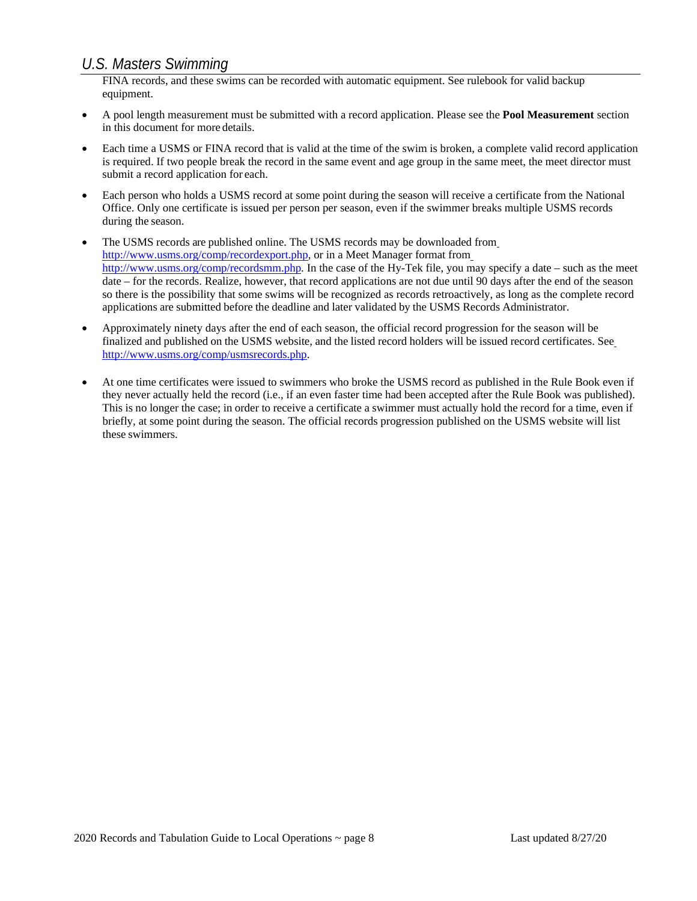FINA records, and these swims can be recorded with automatic equipment. See rulebook for valid backup equipment.

- A pool length measurement must be submitted with a record application. Please see the **Pool Measurement** section in this document for more details.
- Each time a USMS or FINA record that is valid at the time of the swim is broken, a complete valid record application is required. If two people break the record in the same event and age group in the same meet, the meet director must submit a record application for each.
- Each person who holds a USMS record at some point during the season will receive a certificate from the National Office. Only one certificate is issued per person per season, even if the swimmer breaks multiple USMS records during the season.
- The USMS records are published online. The USMS records may be downloaded from http://www.usms.org/comp/recordexport.php, or in a Meet Manager format from http://www.usms.org/comp/recordsmm.php. In the case of the Hy-Tek file, you may specify a date – such as the meet date – for the records. Realize, however, that record applications are not due until 90 days after the end of the season so there is the possibility that some swims will be recognized as records retroactively, as long as the complete record applications are submitted before the deadline and later validated by the USMS Records Administrator.
- Approximately ninety days after the end of each season, the official record progression for the season will be finalized and published on the USMS website, and the listed record holders will be issued record certificates. See http://www.usms.org/comp/usmsrecords.php.
- At one time certificates were issued to swimmers who broke the USMS record as published in the Rule Book even if they never actually held the record (i.e., if an even faster time had been accepted after the Rule Book was published). This is no longer the case; in order to receive a certificate a swimmer must actually hold the record for a time, even if briefly, at some point during the season. The official records progression published on the USMS website will list these swimmers.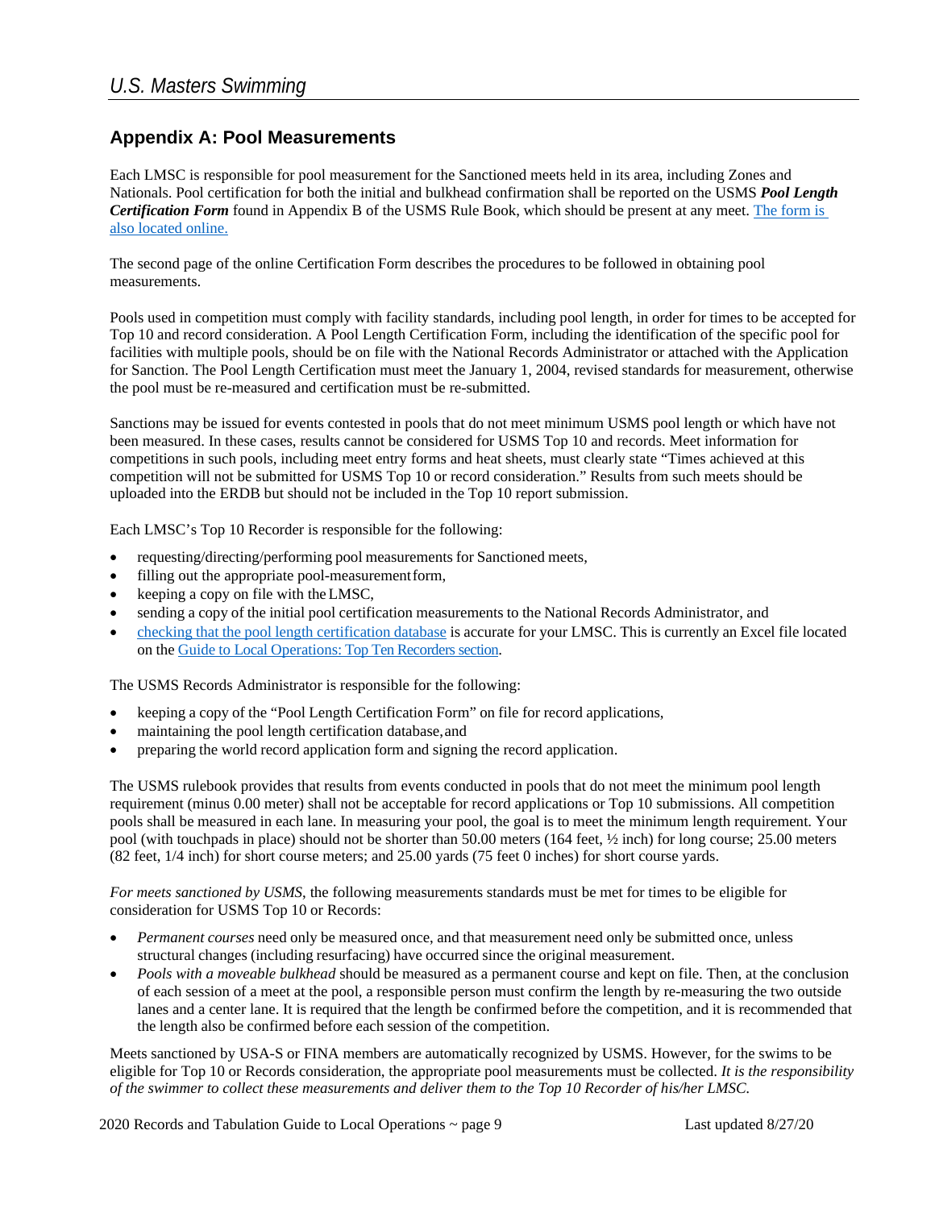## Appendix A: Pool Measurements

Each LMSC is responsible for pool measurement for the Sanctioned meets held in its area, including Zones and Nationals. Pool certification for both the initial and bulkhead confirmation shall be reported on the USMS ***Pool Length Certification Form*** found in Appendix B of the USMS Rule Book, which should be present at any meet. [The form is also located online.]()

The second page of the online Certification Form describes the procedures to be followed in obtaining pool measurements.

Pools used in competition must comply with facility standards, including pool length, in order for times to be accepted for Top 10 and record consideration. A Pool Length Certification Form, including the identification of the specific pool for facilities with multiple pools, should be on file with the National Records Administrator or attached with the Application for Sanction. The Pool Length Certification must meet the January 1, 2004, revised standards for measurement, otherwise the pool must be re-measured and certification must be re-submitted.

Sanctions may be issued for events contested in pools that do not meet minimum USMS pool length or which have not been measured. In these cases, results cannot be considered for USMS Top 10 and records. Meet information for competitions in such pools, including meet entry forms and heat sheets, must clearly state "Times achieved at this competition will not be submitted for USMS Top 10 or record consideration." Results from such meets should be uploaded into the ERDB but should not be included in the Top 10 report submission.

Each LMSC's Top 10 Recorder is responsible for the following:

- requesting/directing/performing pool measurements for Sanctioned meets,
- filling out the appropriate pool-measurement form,
- keeping a copy on file with the LMSC,
- sending a copy of the initial pool certification measurements to the National Records Administrator, and
- [checking that the pool length certification database]() is accurate for your LMSC. This is currently an Excel file located on the [Guide to Local Operations: Top Ten Recorders section]().

The USMS Records Administrator is responsible for the following:

- keeping a copy of the "Pool Length Certification Form" on file for record applications,
- maintaining the pool length certification database, and
- preparing the world record application form and signing the record application.

The USMS rulebook provides that results from events conducted in pools that do not meet the minimum pool length requirement (minus 0.00 meter) shall not be acceptable for record applications or Top 10 submissions. All competition pools shall be measured in each lane. In measuring your pool, the goal is to meet the minimum length requirement. Your pool (with touchpads in place) should not be shorter than 50.00 meters (164 feet, ½ inch) for long course; 25.00 meters (82 feet, 1/4 inch) for short course meters; and 25.00 yards (75 feet 0 inches) for short course yards.

*For meets sanctioned by USMS,* the following measurements standards must be met for times to be eligible for consideration for USMS Top 10 or Records:

- *Permanent courses* need only be measured once, and that measurement need only be submitted once, unless structural changes (including resurfacing) have occurred since the original measurement.
- *Pools with a moveable bulkhead* should be measured as a permanent course and kept on file. Then, at the conclusion of each session of a meet at the pool, a responsible person must confirm the length by re-measuring the two outside lanes and a center lane. It is required that the length be confirmed before the competition, and it is recommended that the length also be confirmed before each session of the competition.

Meets sanctioned by USA-S or FINA members are automatically recognized by USMS. However, for the swims to be eligible for Top 10 or Records consideration, the appropriate pool measurements must be collected. *It is the responsibility of the swimmer to collect these measurements and deliver them to the Top 10 Recorder of his/her LMSC.*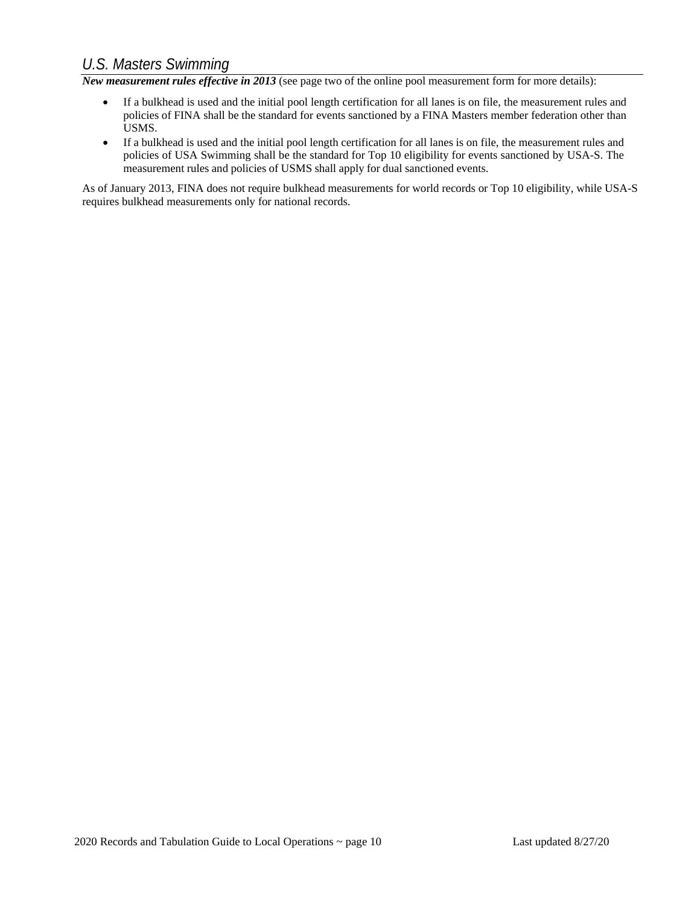## *U.S. Masters Swimming*

***New measurement rules effective in 2013*** (see page two of the online pool measurement form for more details):

- If a bulkhead is used and the initial pool length certification for all lanes is on file, the measurement rules and policies of FINA shall be the standard for events sanctioned by a FINA Masters member federation other than USMS.
- If a bulkhead is used and the initial pool length certification for all lanes is on file, the measurement rules and policies of USA Swimming shall be the standard for Top 10 eligibility for events sanctioned by USA-S. The measurement rules and policies of USMS shall apply for dual sanctioned events.

As of January 2013, FINA does not require bulkhead measurements for world records or Top 10 eligibility, while USA-S requires bulkhead measurements only for national records.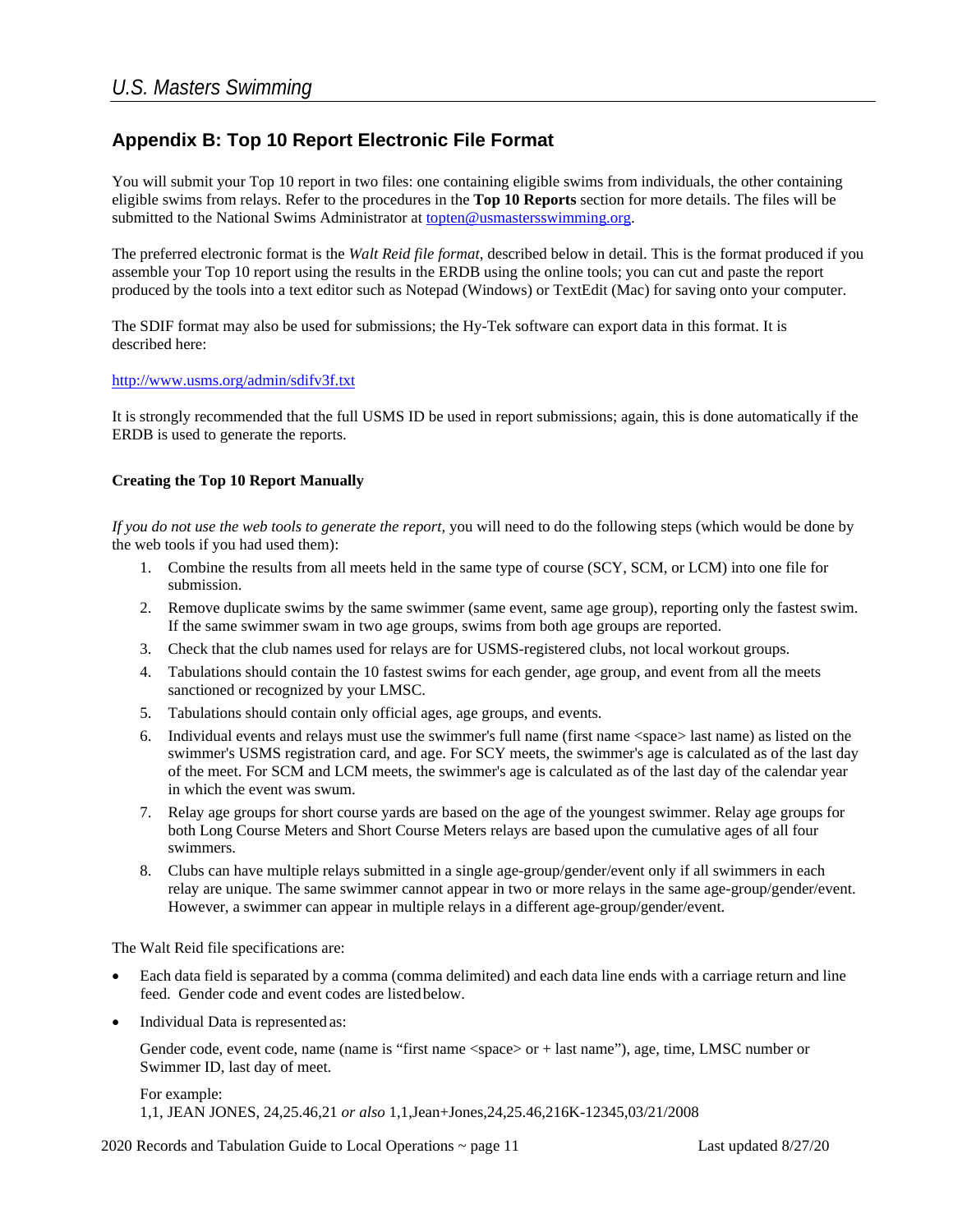## Appendix B: Top 10 Report Electronic File Format

You will submit your Top 10 report in two files: one containing eligible swims from individuals, the other containing eligible swims from relays. Refer to the procedures in the **Top 10 Reports** section for more details. The files will be submitted to the National Swims Administrator at topten@usmastersswimming.org.

The preferred electronic format is the *Walt Reid file format*, described below in detail. This is the format produced if you assemble your Top 10 report using the results in the ERDB using the online tools; you can cut and paste the report produced by the tools into a text editor such as Notepad (Windows) or TextEdit (Mac) for saving onto your computer.

The SDIF format may also be used for submissions; the Hy-Tek software can export data in this format. It is described here:

http://www.usms.org/admin/sdifv3f.txt

It is strongly recommended that the full USMS ID be used in report submissions; again, this is done automatically if the ERDB is used to generate the reports.

#### Creating the Top 10 Report Manually

*If you do not use the web tools to generate the report*, you will need to do the following steps (which would be done by the web tools if you had used them):

1. Combine the results from all meets held in the same type of course (SCY, SCM, or LCM) into one file for submission.
2. Remove duplicate swims by the same swimmer (same event, same age group), reporting only the fastest swim. If the same swimmer swam in two age groups, swims from both age groups are reported.
3. Check that the club names used for relays are for USMS-registered clubs, not local workout groups.
4. Tabulations should contain the 10 fastest swims for each gender, age group, and event from all the meets sanctioned or recognized by your LMSC.
5. Tabulations should contain only official ages, age groups, and events.
6. Individual events and relays must use the swimmer's full name (first name <space> last name) as listed on the swimmer's USMS registration card, and age. For SCY meets, the swimmer's age is calculated as of the last day of the meet. For SCM and LCM meets, the swimmer's age is calculated as of the last day of the calendar year in which the event was swum.
7. Relay age groups for short course yards are based on the age of the youngest swimmer. Relay age groups for both Long Course Meters and Short Course Meters relays are based upon the cumulative ages of all four swimmers.
8. Clubs can have multiple relays submitted in a single age-group/gender/event only if all swimmers in each relay are unique. The same swimmer cannot appear in two or more relays in the same age-group/gender/event. However, a swimmer can appear in multiple relays in a different age-group/gender/event.

The Walt Reid file specifications are:

- Each data field is separated by a comma (comma delimited) and each data line ends with a carriage return and line feed. Gender code and event codes are listed below.
- Individual Data is represented as:

  Gender code, event code, name (name is "first name <space> or + last name"), age, time, LMSC number or Swimmer ID, last day of meet.

  For example:
  1,1, JEAN JONES, 24,25.46,21 *or also* 1,1,Jean+Jones,24,25.46,216K-12345,03/21/2008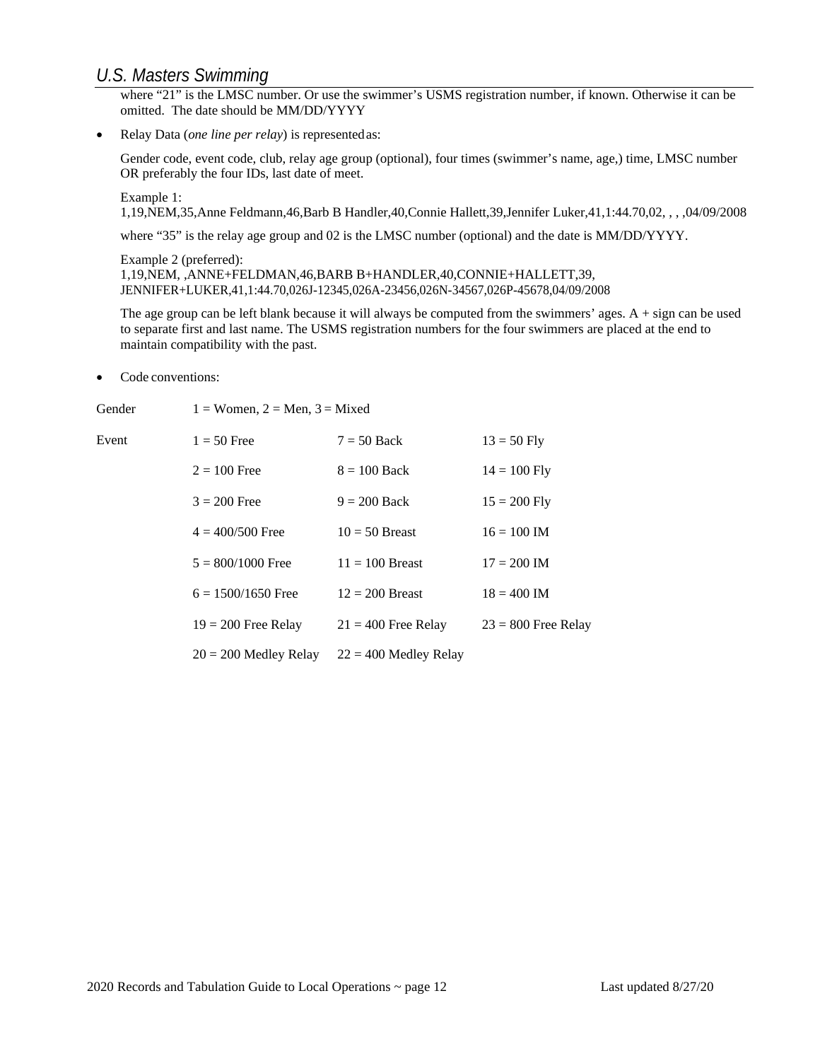where "21" is the LMSC number. Or use the swimmer's USMS registration number, if known. Otherwise it can be omitted. The date should be MM/DD/YYYY

- Relay Data (*one line per relay*) is represented as:

  Gender code, event code, club, relay age group (optional), four times (swimmer's name, age,) time, LMSC number OR preferably the four IDs, last date of meet.

  Example 1:
  1,19,NEM,35,Anne Feldmann,46,Barb B Handler,40,Connie Hallett,39,Jennifer Luker,41,1:44.70,02, , , ,04/09/2008

  where "35" is the relay age group and 02 is the LMSC number (optional) and the date is MM/DD/YYYY.

  Example 2 (preferred):
  1,19,NEM, ,ANNE+FELDMAN,46,BARB B+HANDLER,40,CONNIE+HALLETT,39,
  JENNIFER+LUKER,41,1:44.70,026J-12345,026A-23456,026N-34567,026P-45678,04/09/2008

  The age group can be left blank because it will always be computed from the swimmers' ages. A + sign can be used to separate first and last name. The USMS registration numbers for the four swimmers are placed at the end to maintain compatibility with the past.

- Code conventions:

| | | | |
|---|---|---|---|
| Gender | 1 = Women, 2 = Men, 3 = Mixed | | |
| Event | 1 = 50 Free | 7 = 50 Back | 13 = 50 Fly |
| | 2 = 100 Free | 8 = 100 Back | 14 = 100 Fly |
| | 3 = 200 Free | 9 = 200 Back | 15 = 200 Fly |
| | 4 = 400/500 Free | 10 = 50 Breast | 16 = 100 IM |
| | 5 = 800/1000 Free | 11 = 100 Breast | 17 = 200 IM |
| | 6 = 1500/1650 Free | 12 = 200 Breast | 18 = 400 IM |
| | 19 = 200 Free Relay | 21 = 400 Free Relay | 23 = 800 Free Relay |
| | 20 = 200 Medley Relay | 22 = 400 Medley Relay | |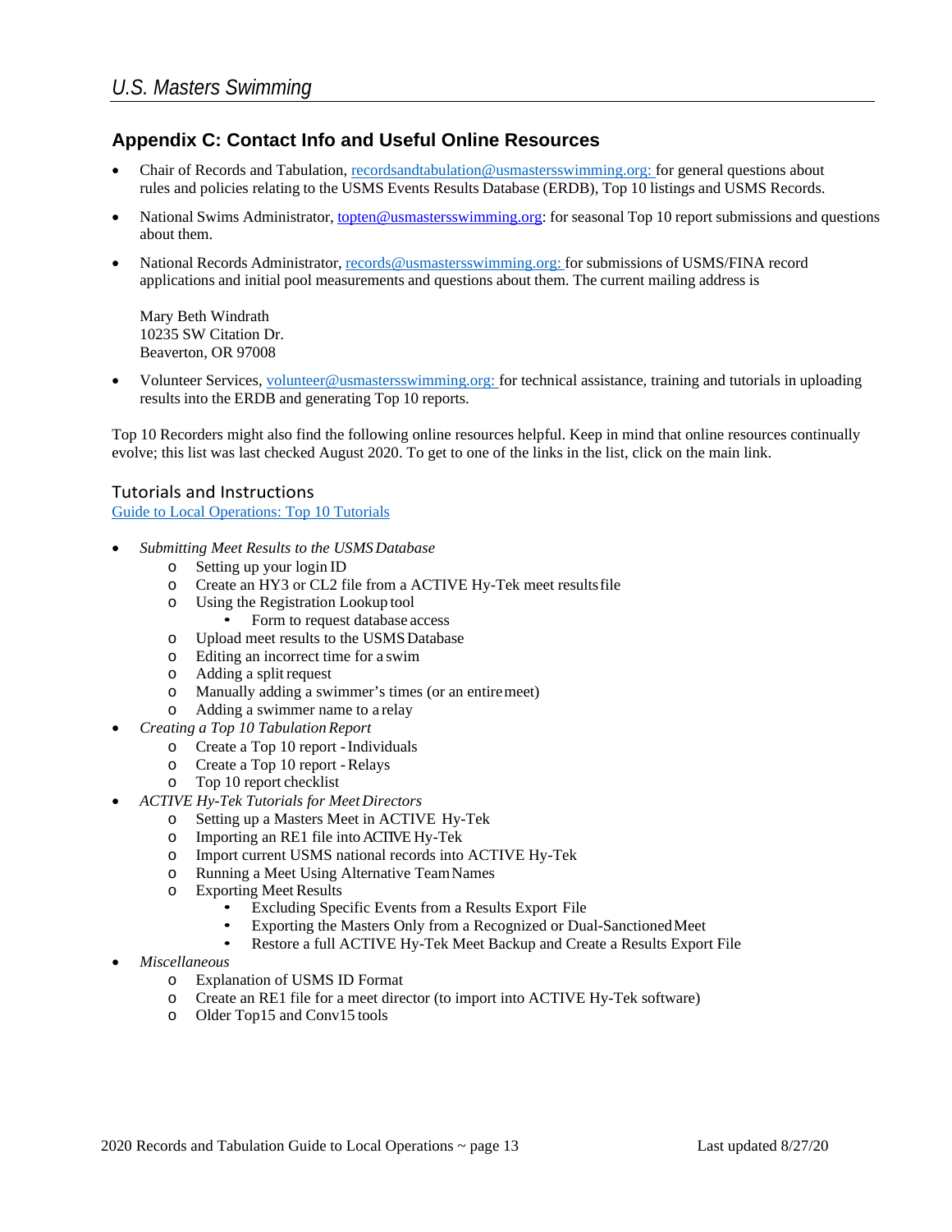## Appendix C: Contact Info and Useful Online Resources

- Chair of Records and Tabulation, recordsandtabulation@usmastersswimming.org: for general questions about rules and policies relating to the USMS Events Results Database (ERDB), Top 10 listings and USMS Records.
- National Swims Administrator, topten@usmastersswimming.org: for seasonal Top 10 report submissions and questions about them.
- National Records Administrator, records@usmastersswimming.org: for submissions of USMS/FINA record applications and initial pool measurements and questions about them. The current mailing address is

  Mary Beth Windrath
  10235 SW Citation Dr.
  Beaverton, OR 97008

- Volunteer Services, volunteer@usmastersswimming.org: for technical assistance, training and tutorials in uploading results into the ERDB and generating Top 10 reports.

Top 10 Recorders might also find the following online resources helpful. Keep in mind that online resources continually evolve; this list was last checked August 2020. To get to one of the links in the list, click on the main link.

### Tutorials and Instructions

Guide to Local Operations: Top 10 Tutorials

- *Submitting Meet Results to the USMS Database*
  - Setting up your login ID
  - Create an HY3 or CL2 file from a ACTIVE Hy-Tek meet results file
  - Using the Registration Lookup tool
    - Form to request database access
  - Upload meet results to the USMS Database
  - Editing an incorrect time for a swim
  - Adding a split request
  - Manually adding a swimmer's times (or an entire meet)
  - Adding a swimmer name to a relay
- *Creating a Top 10 Tabulation Report*
  - Create a Top 10 report - Individuals
  - Create a Top 10 report - Relays
  - Top 10 report checklist
- *ACTIVE Hy-Tek Tutorials for Meet Directors*
  - Setting up a Masters Meet in ACTIVE Hy-Tek
  - Importing an RE1 file into ACTIVE Hy-Tek
  - Import current USMS national records into ACTIVE Hy-Tek
  - Running a Meet Using Alternative Team Names
  - Exporting Meet Results
    - Excluding Specific Events from a Results Export File
    - Exporting the Masters Only from a Recognized or Dual-Sanctioned Meet
    - Restore a full ACTIVE Hy-Tek Meet Backup and Create a Results Export File
- *Miscellaneous*
  - Explanation of USMS ID Format
  - Create an RE1 file for a meet director (to import into ACTIVE Hy-Tek software)
  - Older Top15 and Conv15 tools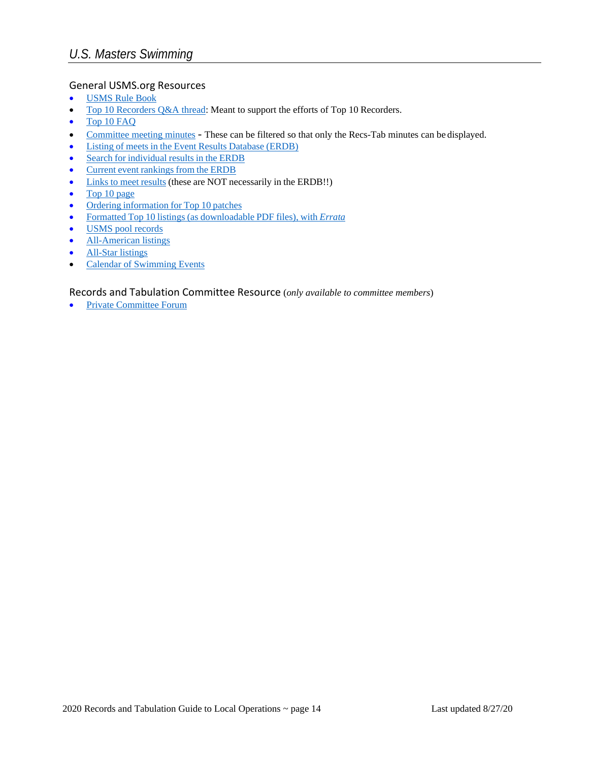## General USMS.org Resources

- USMS Rule Book
- Top 10 Recorders Q&A thread: Meant to support the efforts of Top 10 Recorders.
- Top 10 FAQ
- Committee meeting minutes - These can be filtered so that only the Recs-Tab minutes can be displayed.
- Listing of meets in the Event Results Database (ERDB)
- Search for individual results in the ERDB
- Current event rankings from the ERDB
- Links to meet results (these are NOT necessarily in the ERDB!!)
- Top 10 page
- Ordering information for Top 10 patches
- Formatted Top 10 listings (as downloadable PDF files), with *Errata*
- USMS pool records
- All-American listings
- All-Star listings
- Calendar of Swimming Events

## Records and Tabulation Committee Resource (*only available to committee members*)

- Private Committee Forum